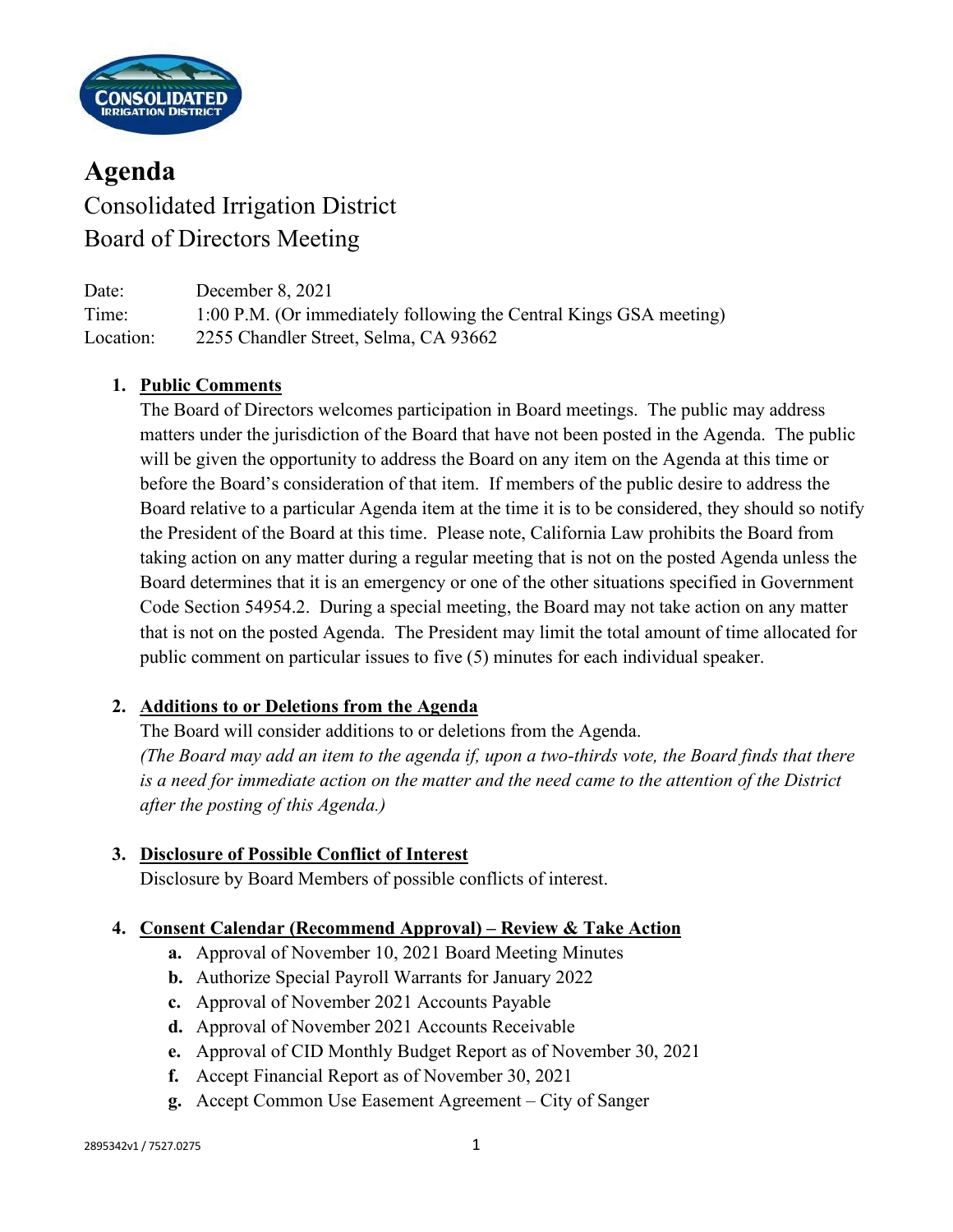# Agenda

## Consolidated Irrigation District
## Board of Directors Meeting

Date: December 8, 2021
Time: 1:00 P.M. (Or immediately following the Central Kings GSA meeting)
Location: 2255 Chandler Street, Selma, CA 93662

1. **Public Comments**
   The Board of Directors welcomes participation in Board meetings. The public may address matters under the jurisdiction of the Board that have not been posted in the Agenda. The public will be given the opportunity to address the Board on any item on the Agenda at this time or before the Board's consideration of that item. If members of the public desire to address the Board relative to a particular Agenda item at the time it is to be considered, they should so notify the President of the Board at this time. Please note, California Law prohibits the Board from taking action on any matter during a regular meeting that is not on the posted Agenda unless the Board determines that it is an emergency or one of the other situations specified in Government Code Section 54954.2. During a special meeting, the Board may not take action on any matter that is not on the posted Agenda. The President may limit the total amount of time allocated for public comment on particular issues to five (5) minutes for each individual speaker.

2. **Additions to or Deletions from the Agenda**
   The Board will consider additions to or deletions from the Agenda.
   *(The Board may add an item to the agenda if, upon a two-thirds vote, the Board finds that there is a need for immediate action on the matter and the need came to the attention of the District after the posting of this Agenda.)*

3. **Disclosure of Possible Conflict of Interest**
   Disclosure by Board Members of possible conflicts of interest.

4. **Consent Calendar (Recommend Approval) – Review & Take Action**
   - **a.** Approval of November 10, 2021 Board Meeting Minutes
   - **b.** Authorize Special Payroll Warrants for January 2022
   - **c.** Approval of November 2021 Accounts Payable
   - **d.** Approval of November 2021 Accounts Receivable
   - **e.** Approval of CID Monthly Budget Report as of November 30, 2021
   - **f.** Accept Financial Report as of November 30, 2021
   - **g.** Accept Common Use Easement Agreement – City of Sanger

2895342v1 / 7527.0275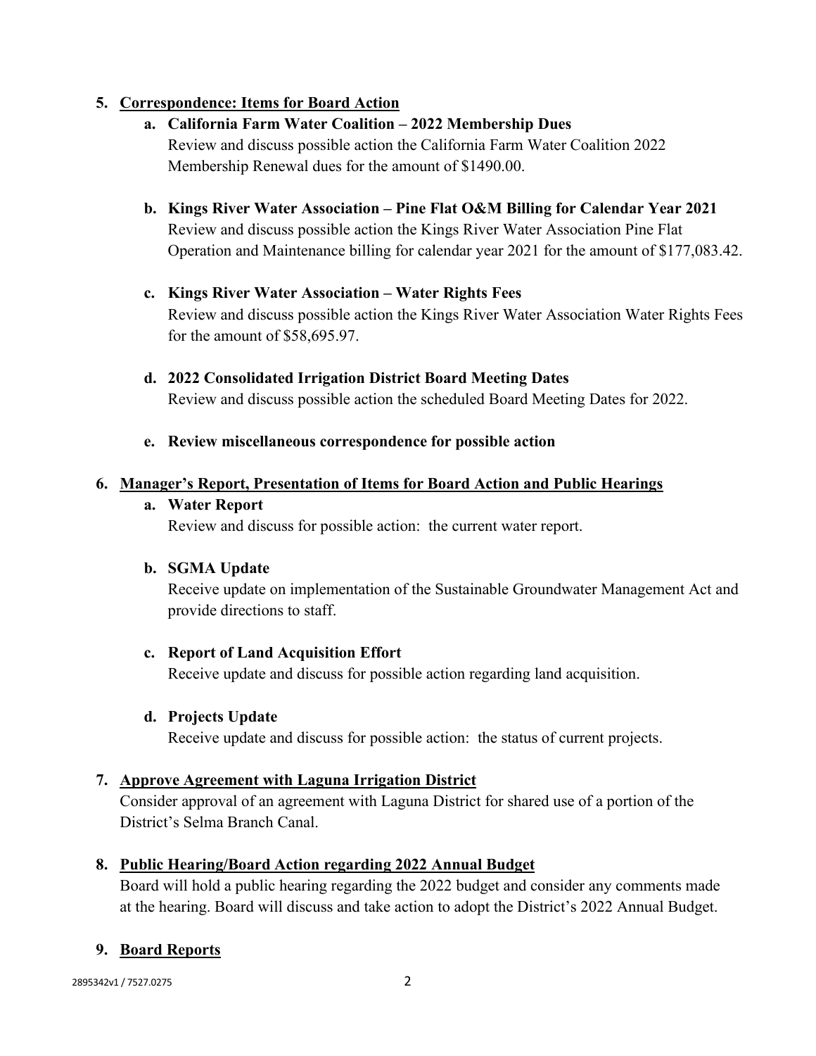5. **Correspondence: Items for Board Action**

   a. **California Farm Water Coalition – 2022 Membership Dues**
   Review and discuss possible action the California Farm Water Coalition 2022 Membership Renewal dues for the amount of $1490.00.

   b. **Kings River Water Association – Pine Flat O&M Billing for Calendar Year 2021**
   Review and discuss possible action the Kings River Water Association Pine Flat Operation and Maintenance billing for calendar year 2021 for the amount of $177,083.42.

   c. **Kings River Water Association – Water Rights Fees**
   Review and discuss possible action the Kings River Water Association Water Rights Fees for the amount of $58,695.97.

   d. **2022 Consolidated Irrigation District Board Meeting Dates**
   Review and discuss possible action the scheduled Board Meeting Dates for 2022.

   e. **Review miscellaneous correspondence for possible action**

6. **Manager's Report, Presentation of Items for Board Action and Public Hearings**

   a. **Water Report**
   Review and discuss for possible action: the current water report.

   b. **SGMA Update**
   Receive update on implementation of the Sustainable Groundwater Management Act and provide directions to staff.

   c. **Report of Land Acquisition Effort**
   Receive update and discuss for possible action regarding land acquisition.

   d. **Projects Update**
   Receive update and discuss for possible action: the status of current projects.

7. **Approve Agreement with Laguna Irrigation District**
   Consider approval of an agreement with Laguna District for shared use of a portion of the District's Selma Branch Canal.

8. **Public Hearing/Board Action regarding 2022 Annual Budget**
   Board will hold a public hearing regarding the 2022 budget and consider any comments made at the hearing. Board will discuss and take action to adopt the District's 2022 Annual Budget.

9. **Board Reports**

2895342v1 / 7527.0275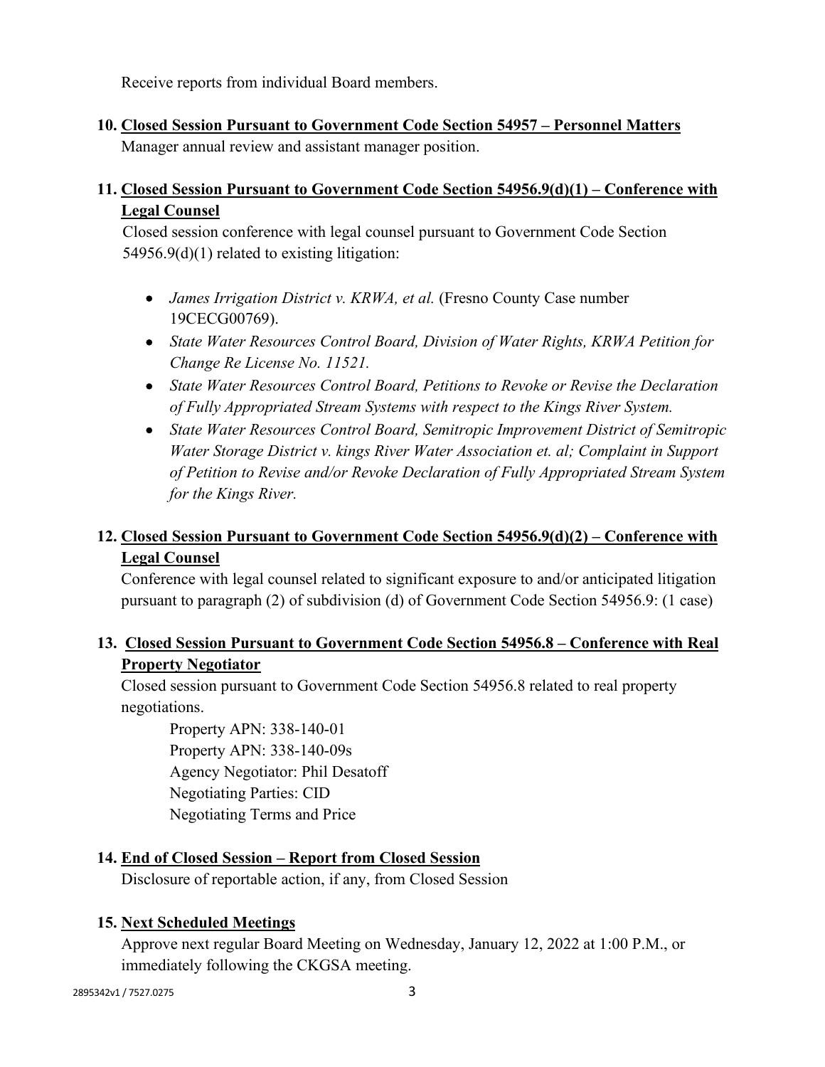Receive reports from individual Board members.

**10. <u>Closed Session Pursuant to Government Code Section 54957 – Personnel Matters</u>**
Manager annual review and assistant manager position.

**11. <u>Closed Session Pursuant to Government Code Section 54956.9(d)(1) – Conference with Legal Counsel</u>**
Closed session conference with legal counsel pursuant to Government Code Section 54956.9(d)(1) related to existing litigation:

- *James Irrigation District v. KRWA, et al.* (Fresno County Case number 19CECG00769).
- *State Water Resources Control Board, Division of Water Rights, KRWA Petition for Change Re License No. 11521.*
- *State Water Resources Control Board, Petitions to Revoke or Revise the Declaration of Fully Appropriated Stream Systems with respect to the Kings River System.*
- *State Water Resources Control Board, Semitropic Improvement District of Semitropic Water Storage District v. kings River Water Association et. al; Complaint in Support of Petition to Revise and/or Revoke Declaration of Fully Appropriated Stream System for the Kings River.*

**12. <u>Closed Session Pursuant to Government Code Section 54956.9(d)(2) – Conference with Legal Counsel</u>**
Conference with legal counsel related to significant exposure to and/or anticipated litigation pursuant to paragraph (2) of subdivision (d) of Government Code Section 54956.9: (1 case)

**13. <u>Closed Session Pursuant to Government Code Section 54956.8 – Conference with Real Property Negotiator</u>**
Closed session pursuant to Government Code Section 54956.8 related to real property negotiations.

Property APN: 338-140-01
Property APN: 338-140-09s
Agency Negotiator: Phil Desatoff
Negotiating Parties: CID
Negotiating Terms and Price

**14. <u>End of Closed Session – Report from Closed Session</u>**
Disclosure of reportable action, if any, from Closed Session

**15. <u>Next Scheduled Meetings</u>**
Approve next regular Board Meeting on Wednesday, January 12, 2022 at 1:00 P.M., or immediately following the CKGSA meeting.

2895342v1 / 7527.0275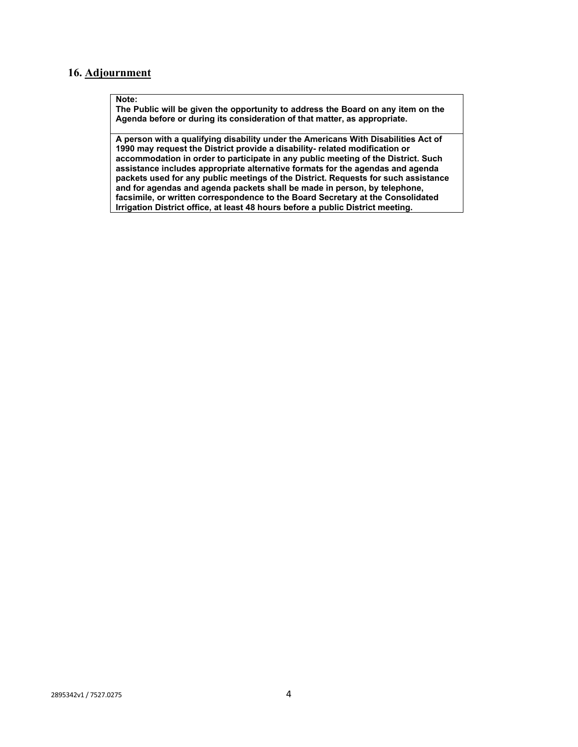## 16. Adjournment

**Note:**
**The Public will be given the opportunity to address the Board on any item on the Agenda before or during its consideration of that matter, as appropriate.**

**A person with a qualifying disability under the Americans With Disabilities Act of 1990 may request the District provide a disability- related modification or accommodation in order to participate in any public meeting of the District. Such assistance includes appropriate alternative formats for the agendas and agenda packets used for any public meetings of the District. Requests for such assistance and for agendas and agenda packets shall be made in person, by telephone, facsimile, or written correspondence to the Board Secretary at the Consolidated Irrigation District office, at least 48 hours before a public District meeting.**

2895342v1 / 7527.0275